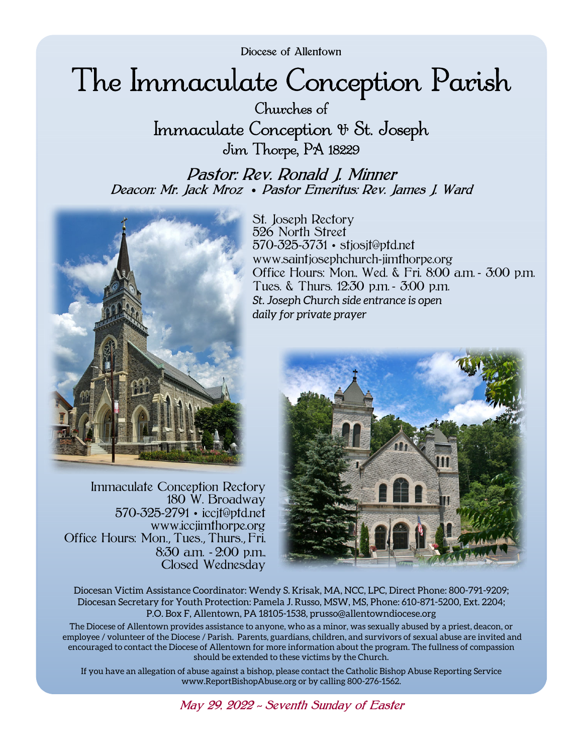Diocese of Allentown

# The Immaculate Conception Parish

## Churches of
## Immaculate Conception & St. Joseph
### Jim Thorpe, PA 18229

***Pastor: Rev. Ronald J. Minner***

***Deacon: Mr. Jack Mroz • Pastor Emeritus: Rev. James J. Ward***

St. Joseph Rectory
526 North Street
570-325-3731 • stjosjt@ptd.net
www.saintjosephchurch-jimthorpe.org
Office Hours: Mon., Wed. & Fri. 8:00 a.m. - 3:00 p.m.
Tues. & Thurs. 12:30 p.m. - 3:00 p.m.
*St. Joseph Church side entrance is open daily for private prayer*

Immaculate Conception Rectory
180 W. Broadway
570-325-2791 • iccjt@ptd.net
www.iccjimthorpe.org
Office Hours: Mon., Tues., Thurs., Fri.
8:30 a.m. - 2:00 p.m.,
Closed Wednesday

Diocesan Victim Assistance Coordinator: Wendy S. Krisak, MA, NCC, LPC, Direct Phone: 800-791-9209;
Diocesan Secretary for Youth Protection: Pamela J. Russo, MSW, MS, Phone: 610-871-5200, Ext. 2204;
P.O. Box F, Allentown, PA 18105-1538, prusso@allentowndiocese.org

The Diocese of Allentown provides assistance to anyone, who as a minor, was sexually abused by a priest, deacon, or employee / volunteer of the Diocese / Parish. Parents, guardians, children, and survivors of sexual abuse are invited and encouraged to contact the Diocese of Allentown for more information about the program. The fullness of compassion should be extended to these victims by the Church.

If you have an allegation of abuse against a bishop, please contact the Catholic Bishop Abuse Reporting Service www.ReportBishopAbuse.org or by calling 800-276-1562.

*May 29, 2022 ~ Seventh Sunday of Easter*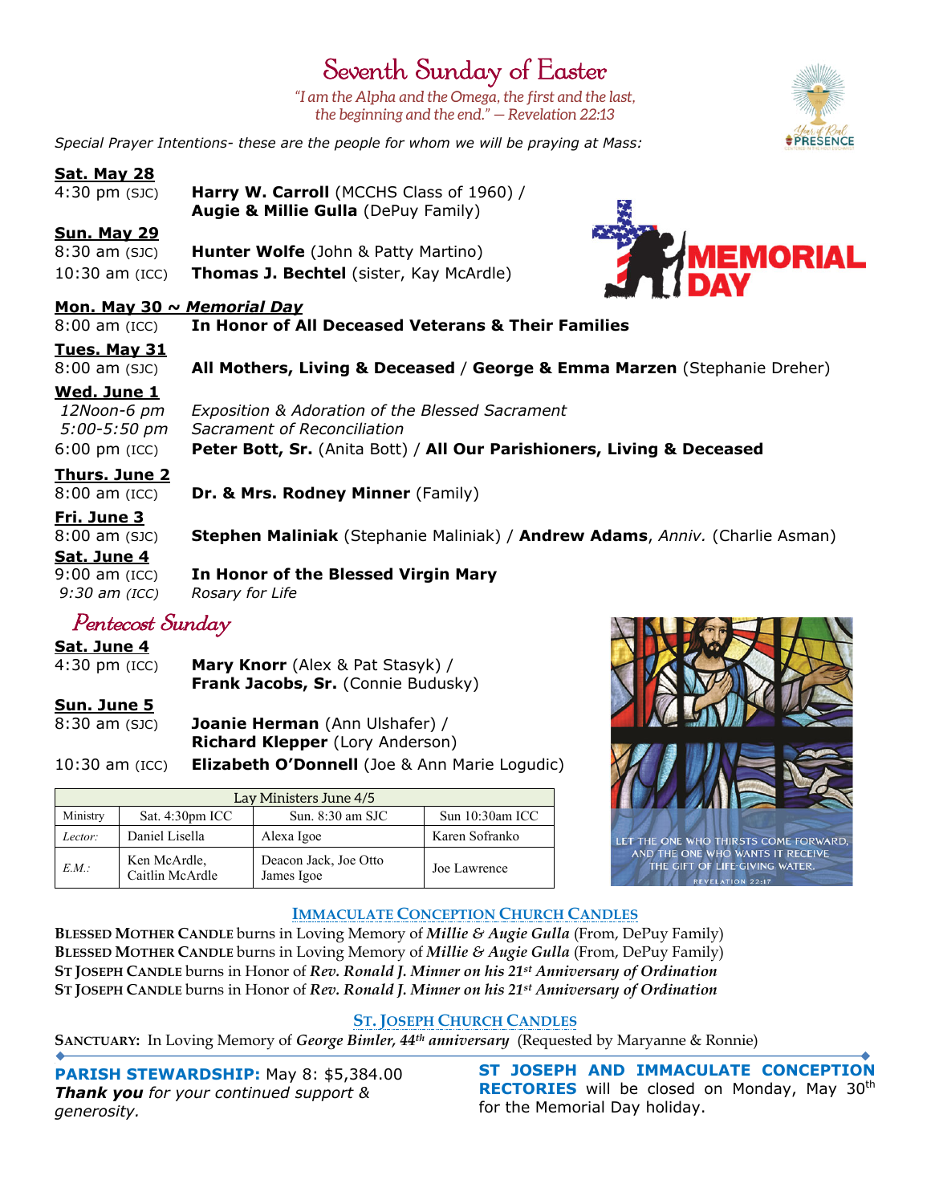# Seventh Sunday of Easter

*"I am the Alpha and the Omega, the first and the last, the beginning and the end." — Revelation 22:13*

*Special Prayer Intentions- these are the people for whom we will be praying at Mass:*

**Sat. May 28**
4:30 pm (SJC) — **Harry W. Carroll** (MCCHS Class of 1960) / **Augie & Millie Gulla** (DePuy Family)

**Sun. May 29**
8:30 am (SJC) — **Hunter Wolfe** (John & Patty Martino)
10:30 am (ICC) — **Thomas J. Bechtel** (sister, Kay McArdle)

**Mon. May 30 ~ *Memorial Day***
8:00 am (ICC) — **In Honor of All Deceased Veterans & Their Families**

**Tues. May 31**
8:00 am (SJC) — **All Mothers, Living & Deceased** / **George & Emma Marzen** (Stephanie Dreher)

**Wed. June 1**
*12Noon-6 pm* — *Exposition & Adoration of the Blessed Sacrament*
*5:00-5:50 pm* — *Sacrament of Reconciliation*
6:00 pm (ICC) — **Peter Bott, Sr.** (Anita Bott) / **All Our Parishioners, Living & Deceased**

**Thurs. June 2**
8:00 am (ICC) — **Dr. & Mrs. Rodney Minner** (Family)

**Fri. June 3**
8:00 am (SJC) — **Stephen Maliniak** (Stephanie Maliniak) / **Andrew Adams**, *Anniv.* (Charlie Asman)

**Sat. June 4**
9:00 am (ICC) — **In Honor of the Blessed Virgin Mary**
*9:30 am (ICC)* — *Rosary for Life*

## Pentecost Sunday

**Sat. June 4**
4:30 pm (ICC) — **Mary Knorr** (Alex & Pat Stasyk) / **Frank Jacobs, Sr.** (Connie Budusky)

**Sun. June 5**
8:30 am (SJC) — **Joanie Herman** (Ann Ulshafer) / **Richard Klepper** (Lory Anderson)
10:30 am (ICC) — **Elizabeth O'Donnell** (Joe & Ann Marie Logudic)

| Lay Ministers June 4/5 | | | |
|---|---|---|---|
| Ministry | Sat. 4:30pm ICC | Sun. 8:30 am SJC | Sun 10:30am ICC |
| *Lector:* | Daniel Lisella | Alexa Igoe | Karen Sofranko |
| *E.M.:* | Ken McArdle, Caitlin McArdle | Deacon Jack, Joe Otto James Igoe | Joe Lawrence |

LET THE ONE WHO THIRSTS COME FORWARD, AND THE ONE WHO WANTS IT RECEIVE THE GIFT OF LIFE-GIVING WATER.
REVELATION 22:17

### Immaculate Conception Church Candles

**Blessed Mother Candle** burns in Loving Memory of ***Millie & Augie Gulla*** (From, DePuy Family)
**Blessed Mother Candle** burns in Loving Memory of ***Millie & Augie Gulla*** (From, DePuy Family)
**St Joseph Candle** burns in Honor of ***Rev. Ronald J. Minner on his 21st Anniversary of Ordination***
**St Joseph Candle** burns in Honor of ***Rev. Ronald J. Minner on his 21st Anniversary of Ordination***

### St. Joseph Church Candles

**Sanctuary:** In Loving Memory of ***George Bimler, 44th anniversary*** (Requested by Maryanne & Ronnie)

**PARISH STEWARDSHIP:** May 8: $5,384.00
***Thank you*** *for your continued support & generosity.*

**ST JOSEPH AND IMMACULATE CONCEPTION RECTORIES** will be closed on Monday, May 30th for the Memorial Day holiday.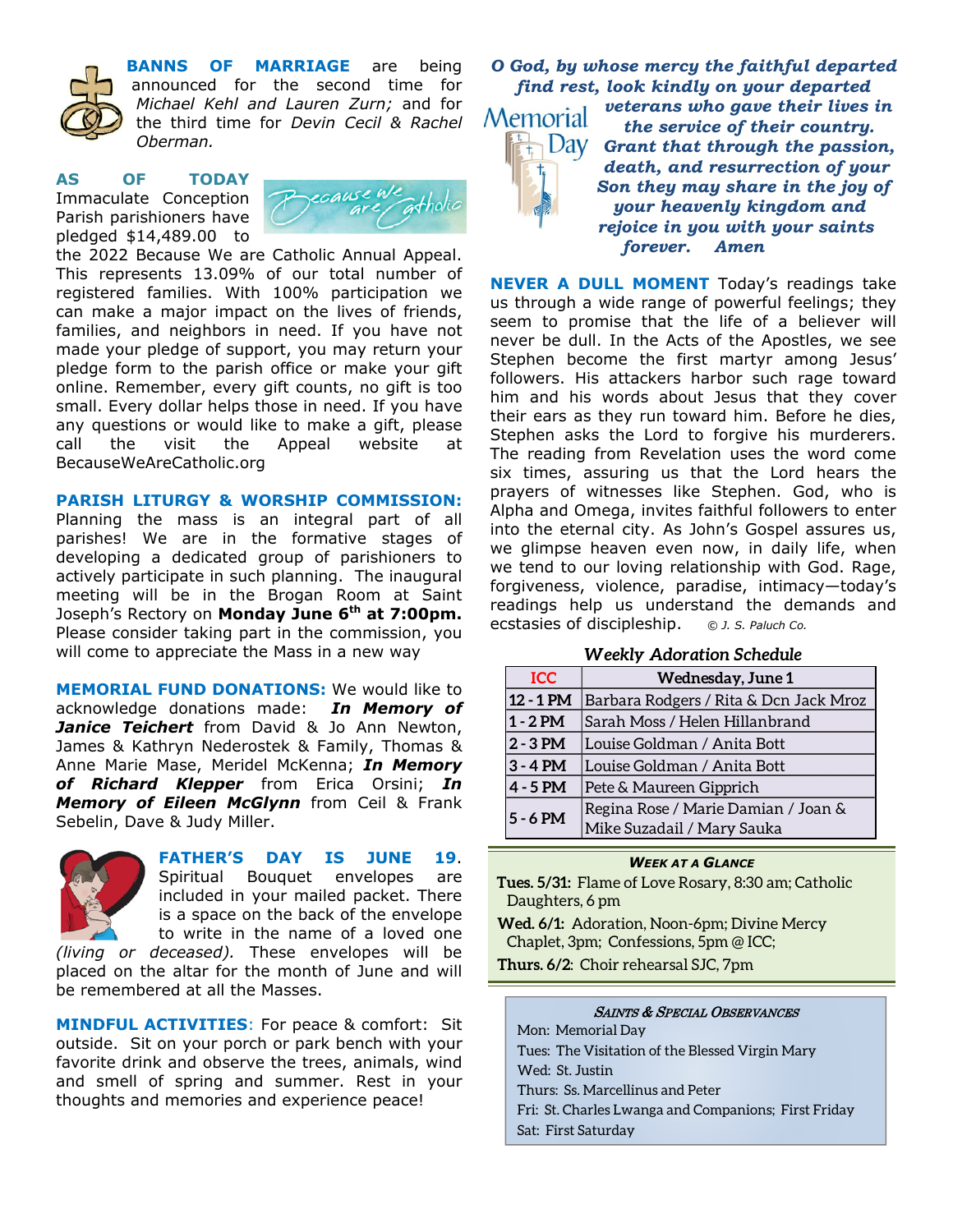**BANNS OF MARRIAGE** are being announced for the second time for *Michael Kehl and Lauren Zurn;* and for the third time for *Devin Cecil & Rachel Oberman.*

**AS OF TODAY** Immaculate Conception Parish parishioners have pledged $14,489.00 to the 2022 Because We are Catholic Annual Appeal. This represents 13.09% of our total number of registered families. With 100% participation we can make a major impact on the lives of friends, families, and neighbors in need. If you have not made your pledge of support, you may return your pledge form to the parish office or make your gift online. Remember, every gift counts, no gift is too small. Every dollar helps those in need. If you have any questions or would like to make a gift, please call the visit the Appeal website at BecauseWeAreCatholic.org

**PARISH LITURGY & WORSHIP COMMISSION:** Planning the mass is an integral part of all parishes! We are in the formative stages of developing a dedicated group of parishioners to actively participate in such planning. The inaugural meeting will be in the Brogan Room at Saint Joseph's Rectory on **Monday June 6th at 7:00pm.** Please consider taking part in the commission, you will come to appreciate the Mass in a new way

**MEMORIAL FUND DONATIONS:** We would like to acknowledge donations made: ***In Memory of Janice Teichert*** from David & Jo Ann Newton, James & Kathryn Nederostek & Family, Thomas & Anne Marie Mase, Meridel McKenna; ***In Memory of Richard Klepper*** from Erica Orsini; ***In Memory of Eileen McGlynn*** from Ceil & Frank Sebelin, Dave & Judy Miller.

**FATHER'S DAY IS JUNE 19.** Spiritual Bouquet envelopes are included in your mailed packet. There is a space on the back of the envelope to write in the name of a loved one *(living or deceased).* These envelopes will be placed on the altar for the month of June and will be remembered at all the Masses.

**MINDFUL ACTIVITIES**: For peace & comfort: Sit outside. Sit on your porch or park bench with your favorite drink and observe the trees, animals, wind and smell of spring and summer. Rest in your thoughts and memories and experience peace!

***O God, by whose mercy the faithful departed find rest, look kindly on your departed veterans who gave their lives in the service of their country. Grant that through the passion, death, and resurrection of your Son they may share in the joy of your heavenly kingdom and rejoice in you with your saints forever. Amen***

**NEVER A DULL MOMENT** Today's readings take us through a wide range of powerful feelings; they seem to promise that the life of a believer will never be dull. In the Acts of the Apostles, we see Stephen become the first martyr among Jesus' followers. His attackers harbor such rage toward him and his words about Jesus that they cover their ears as they run toward him. Before he dies, Stephen asks the Lord to forgive his murderers. The reading from Revelation uses the word come six times, assuring us that the Lord hears the prayers of witnesses like Stephen. God, who is Alpha and Omega, invites faithful followers to enter into the eternal city. As John's Gospel assures us, we glimpse heaven even now, in daily life, when we tend to our loving relationship with God. Rage, forgiveness, violence, paradise, intimacy—today's readings help us understand the demands and ecstasies of discipleship. *© J. S. Paluch Co.*

***Weekly Adoration Schedule***

| ICC | Wednesday, June 1 |
|---|---|
| 12 - 1 PM | Barbara Rodgers / Rita & Dcn Jack Mroz |
| 1 - 2 PM | Sarah Moss / Helen Hillanbrand |
| 2 - 3 PM | Louise Goldman / Anita Bott |
| 3 - 4 PM | Louise Goldman / Anita Bott |
| 4 - 5 PM | Pete & Maureen Gipprich |
| 5 - 6 PM | Regina Rose / Marie Damian / Joan & Mike Suzadail / Mary Sauka |

***WEEK AT A GLANCE***

**Tues. 5/31:** Flame of Love Rosary, 8:30 am; Catholic Daughters, 6 pm

**Wed. 6/1:** Adoration, Noon-6pm; Divine Mercy Chaplet, 3pm; Confessions, 5pm @ ICC;

**Thurs. 6/2**: Choir rehearsal SJC, 7pm

***SAINTS & SPECIAL OBSERVANCES***

Mon: Memorial Day
Tues: The Visitation of the Blessed Virgin Mary
Wed: St. Justin
Thurs: Ss. Marcellinus and Peter
Fri: St. Charles Lwanga and Companions; First Friday
Sat: First Saturday